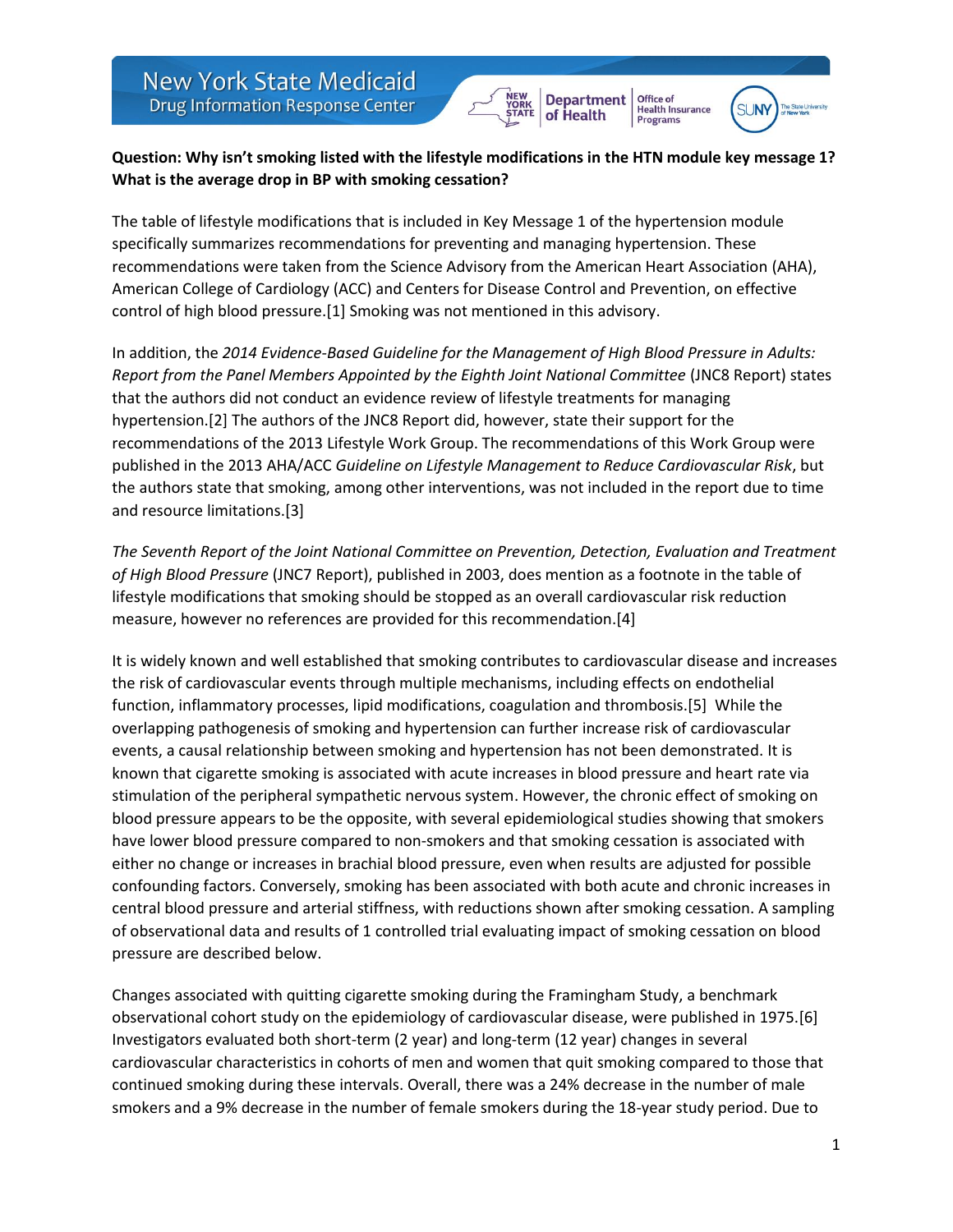**Question: Why isn't smoking listed with the lifestyle modifications in the HTN module key message 1? What is the average drop in BP with smoking cessation?**

The table of lifestyle modifications that is included in Key Message 1 of the hypertension module specifically summarizes recommendations for preventing and managing hypertension. These recommendations were taken from the Science Advisory from the American Heart Association (AHA), American College of Cardiology (ACC) and Centers for Disease Control and Prevention, on effective control of high blood pressure.[1] Smoking was not mentioned in this advisory.

In addition, the *2014 Evidence-Based Guideline for the Management of High Blood Pressure in Adults: Report from the Panel Members Appointed by the Eighth Joint National Committee* (JNC8 Report) states that the authors did not conduct an evidence review of lifestyle treatments for managing hypertension.[2] The authors of the JNC8 Report did, however, state their support for the recommendations of the 2013 Lifestyle Work Group. The recommendations of this Work Group were published in the 2013 AHA/ACC *Guideline on Lifestyle Management to Reduce Cardiovascular Risk*, but the authors state that smoking, among other interventions, was not included in the report due to time and resource limitations.[3]

*The Seventh Report of the Joint National Committee on Prevention, Detection, Evaluation and Treatment of High Blood Pressure* (JNC7 Report), published in 2003, does mention as a footnote in the table of lifestyle modifications that smoking should be stopped as an overall cardiovascular risk reduction measure, however no references are provided for this recommendation.[4]

It is widely known and well established that smoking contributes to cardiovascular disease and increases the risk of cardiovascular events through multiple mechanisms, including effects on endothelial function, inflammatory processes, lipid modifications, coagulation and thrombosis.[5] While the overlapping pathogenesis of smoking and hypertension can further increase risk of cardiovascular events, a causal relationship between smoking and hypertension has not been demonstrated. It is known that cigarette smoking is associated with acute increases in blood pressure and heart rate via stimulation of the peripheral sympathetic nervous system. However, the chronic effect of smoking on blood pressure appears to be the opposite, with several epidemiological studies showing that smokers have lower blood pressure compared to non-smokers and that smoking cessation is associated with either no change or increases in brachial blood pressure, even when results are adjusted for possible confounding factors. Conversely, smoking has been associated with both acute and chronic increases in central blood pressure and arterial stiffness, with reductions shown after smoking cessation. A sampling of observational data and results of 1 controlled trial evaluating impact of smoking cessation on blood pressure are described below.

Changes associated with quitting cigarette smoking during the Framingham Study, a benchmark observational cohort study on the epidemiology of cardiovascular disease, were published in 1975.[6] Investigators evaluated both short-term (2 year) and long-term (12 year) changes in several cardiovascular characteristics in cohorts of men and women that quit smoking compared to those that continued smoking during these intervals. Overall, there was a 24% decrease in the number of male smokers and a 9% decrease in the number of female smokers during the 18-year study period. Due to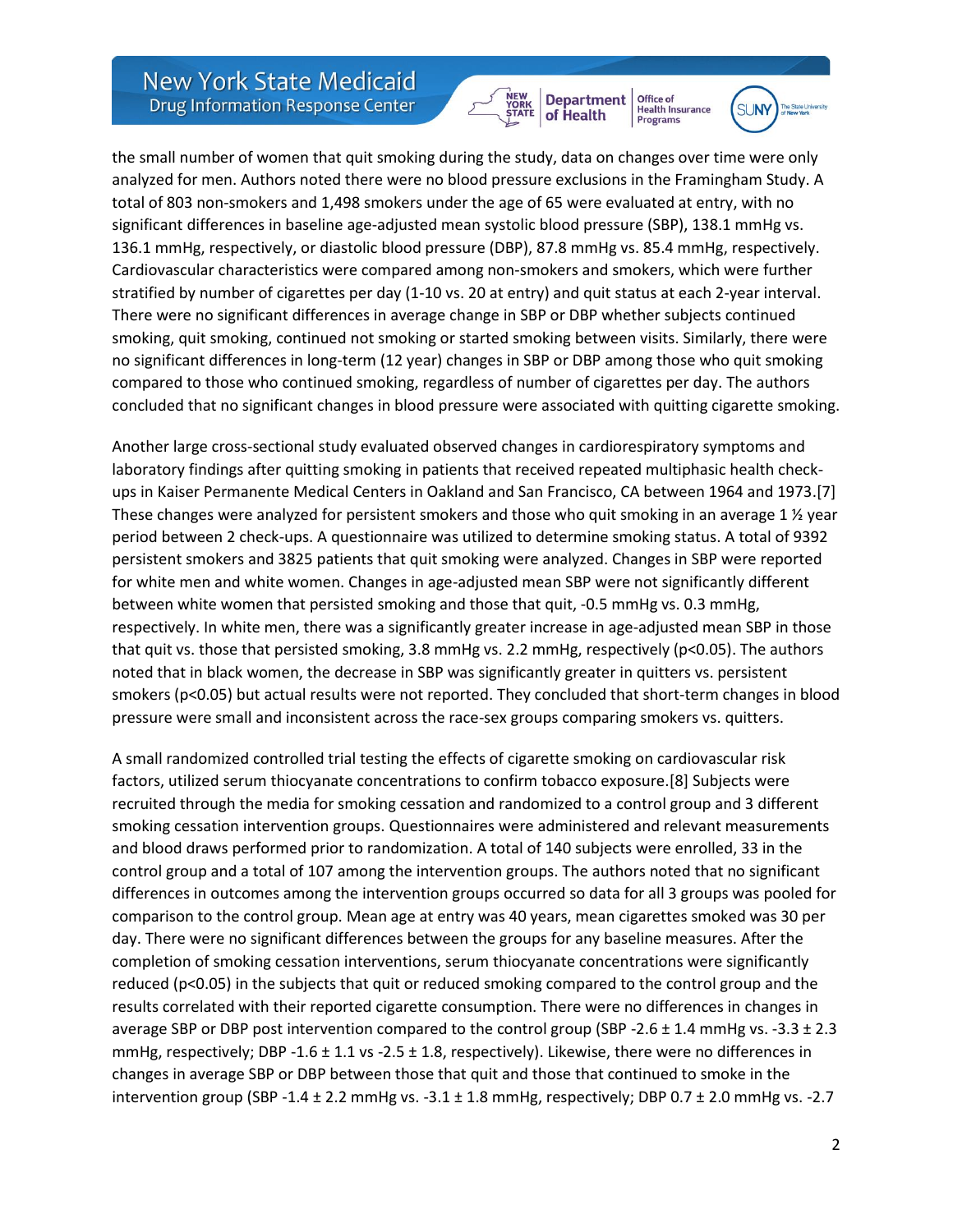the small number of women that quit smoking during the study, data on changes over time were only analyzed for men. Authors noted there were no blood pressure exclusions in the Framingham Study. A total of 803 non-smokers and 1,498 smokers under the age of 65 were evaluated at entry, with no significant differences in baseline age-adjusted mean systolic blood pressure (SBP), 138.1 mmHg vs. 136.1 mmHg, respectively, or diastolic blood pressure (DBP), 87.8 mmHg vs. 85.4 mmHg, respectively. Cardiovascular characteristics were compared among non-smokers and smokers, which were further stratified by number of cigarettes per day (1-10 vs. 20 at entry) and quit status at each 2-year interval. There were no significant differences in average change in SBP or DBP whether subjects continued smoking, quit smoking, continued not smoking or started smoking between visits. Similarly, there were no significant differences in long-term (12 year) changes in SBP or DBP among those who quit smoking compared to those who continued smoking, regardless of number of cigarettes per day. The authors concluded that no significant changes in blood pressure were associated with quitting cigarette smoking.

Another large cross-sectional study evaluated observed changes in cardiorespiratory symptoms and laboratory findings after quitting smoking in patients that received repeated multiphasic health check-ups in Kaiser Permanente Medical Centers in Oakland and San Francisco, CA between 1964 and 1973.[7] These changes were analyzed for persistent smokers and those who quit smoking in an average 1 ½ year period between 2 check-ups. A questionnaire was utilized to determine smoking status. A total of 9392 persistent smokers and 3825 patients that quit smoking were analyzed. Changes in SBP were reported for white men and white women. Changes in age-adjusted mean SBP were not significantly different between white women that persisted smoking and those that quit, -0.5 mmHg vs. 0.3 mmHg, respectively. In white men, there was a significantly greater increase in age-adjusted mean SBP in those that quit vs. those that persisted smoking, 3.8 mmHg vs. 2.2 mmHg, respectively ($p<0.05$). The authors noted that in black women, the decrease in SBP was significantly greater in quitters vs. persistent smokers ($p<0.05$) but actual results were not reported. They concluded that short-term changes in blood pressure were small and inconsistent across the race-sex groups comparing smokers vs. quitters.

A small randomized controlled trial testing the effects of cigarette smoking on cardiovascular risk factors, utilized serum thiocyanate concentrations to confirm tobacco exposure.[8] Subjects were recruited through the media for smoking cessation and randomized to a control group and 3 different smoking cessation intervention groups. Questionnaires were administered and relevant measurements and blood draws performed prior to randomization. A total of 140 subjects were enrolled, 33 in the control group and a total of 107 among the intervention groups. The authors noted that no significant differences in outcomes among the intervention groups occurred so data for all 3 groups was pooled for comparison to the control group. Mean age at entry was 40 years, mean cigarettes smoked was 30 per day. There were no significant differences between the groups for any baseline measures. After the completion of smoking cessation interventions, serum thiocyanate concentrations were significantly reduced ($p<0.05$) in the subjects that quit or reduced smoking compared to the control group and the results correlated with their reported cigarette consumption. There were no differences in changes in average SBP or DBP post intervention compared to the control group (SBP -2.6 ± 1.4 mmHg vs. -3.3 ± 2.3 mmHg, respectively; DBP -1.6 ± 1.1 vs -2.5 ± 1.8, respectively). Likewise, there were no differences in changes in average SBP or DBP between those that quit and those that continued to smoke in the intervention group (SBP -1.4 ± 2.2 mmHg vs. -3.1 ± 1.8 mmHg, respectively; DBP 0.7 ± 2.0 mmHg vs. -2.7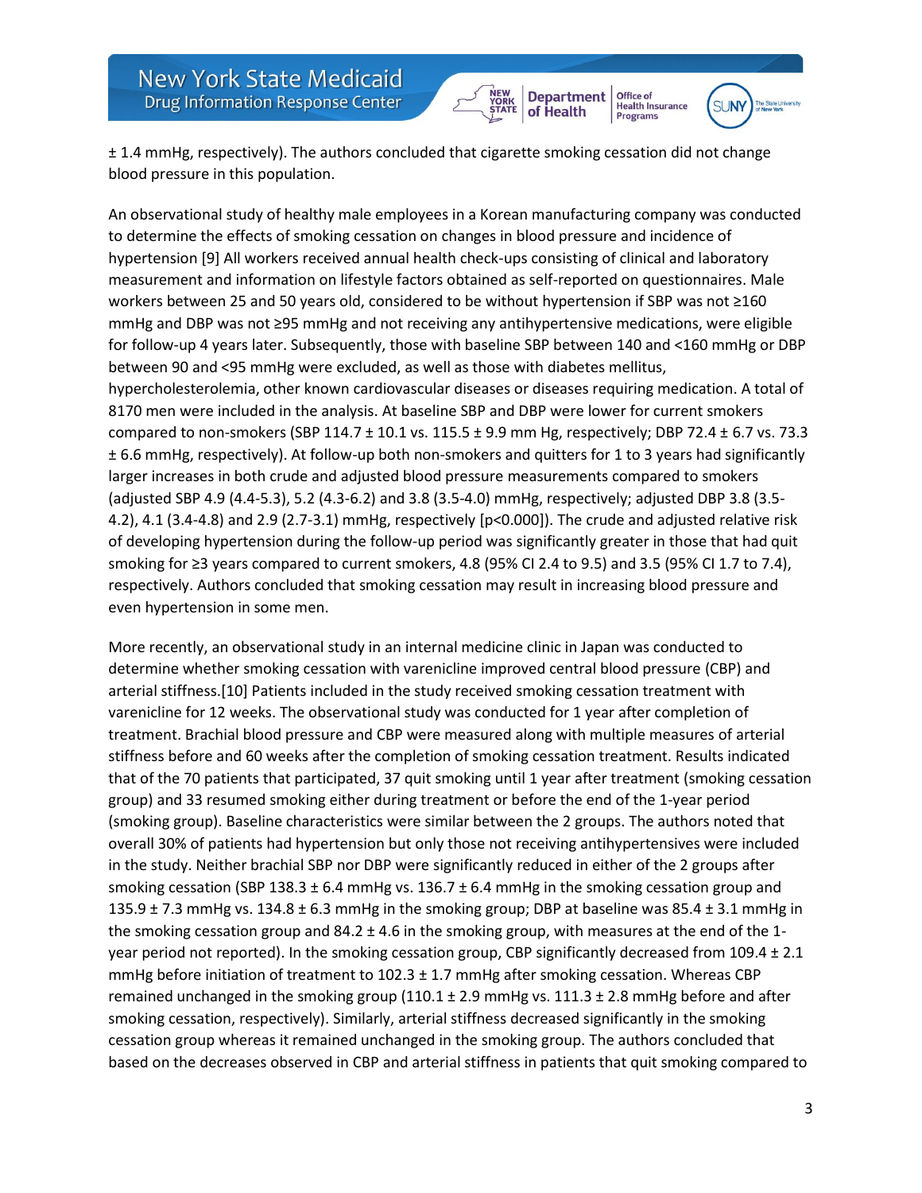± 1.4 mmHg, respectively). The authors concluded that cigarette smoking cessation did not change blood pressure in this population.

An observational study of healthy male employees in a Korean manufacturing company was conducted to determine the effects of smoking cessation on changes in blood pressure and incidence of hypertension [9] All workers received annual health check-ups consisting of clinical and laboratory measurement and information on lifestyle factors obtained as self-reported on questionnaires. Male workers between 25 and 50 years old, considered to be without hypertension if SBP was not ≥160 mmHg and DBP was not ≥95 mmHg and not receiving any antihypertensive medications, were eligible for follow-up 4 years later. Subsequently, those with baseline SBP between 140 and <160 mmHg or DBP between 90 and <95 mmHg were excluded, as well as those with diabetes mellitus, hypercholesterolemia, other known cardiovascular diseases or diseases requiring medication. A total of 8170 men were included in the analysis. At baseline SBP and DBP were lower for current smokers compared to non-smokers (SBP 114.7 ± 10.1 vs. 115.5 ± 9.9 mm Hg, respectively; DBP 72.4 ± 6.7 vs. 73.3 ± 6.6 mmHg, respectively). At follow-up both non-smokers and quitters for 1 to 3 years had significantly larger increases in both crude and adjusted blood pressure measurements compared to smokers (adjusted SBP 4.9 (4.4-5.3), 5.2 (4.3-6.2) and 3.8 (3.5-4.0) mmHg, respectively; adjusted DBP 3.8 (3.5-4.2), 4.1 (3.4-4.8) and 2.9 (2.7-3.1) mmHg, respectively [$p<0.000$]). The crude and adjusted relative risk of developing hypertension during the follow-up period was significantly greater in those that had quit smoking for ≥3 years compared to current smokers, 4.8 (95% CI 2.4 to 9.5) and 3.5 (95% CI 1.7 to 7.4), respectively. Authors concluded that smoking cessation may result in increasing blood pressure and even hypertension in some men.

More recently, an observational study in an internal medicine clinic in Japan was conducted to determine whether smoking cessation with varenicline improved central blood pressure (CBP) and arterial stiffness.[10] Patients included in the study received smoking cessation treatment with varenicline for 12 weeks. The observational study was conducted for 1 year after completion of treatment. Brachial blood pressure and CBP were measured along with multiple measures of arterial stiffness before and 60 weeks after the completion of smoking cessation treatment. Results indicated that of the 70 patients that participated, 37 quit smoking until 1 year after treatment (smoking cessation group) and 33 resumed smoking either during treatment or before the end of the 1-year period (smoking group). Baseline characteristics were similar between the 2 groups. The authors noted that overall 30% of patients had hypertension but only those not receiving antihypertensives were included in the study. Neither brachial SBP nor DBP were significantly reduced in either of the 2 groups after smoking cessation (SBP 138.3 ± 6.4 mmHg vs. 136.7 ± 6.4 mmHg in the smoking cessation group and 135.9 ± 7.3 mmHg vs. 134.8 ± 6.3 mmHg in the smoking group; DBP at baseline was 85.4 ± 3.1 mmHg in the smoking cessation group and 84.2 ± 4.6 in the smoking group, with measures at the end of the 1-year period not reported). In the smoking cessation group, CBP significantly decreased from 109.4 ± 2.1 mmHg before initiation of treatment to 102.3 ± 1.7 mmHg after smoking cessation. Whereas CBP remained unchanged in the smoking group (110.1 ± 2.9 mmHg vs. 111.3 ± 2.8 mmHg before and after smoking cessation, respectively). Similarly, arterial stiffness decreased significantly in the smoking cessation group whereas it remained unchanged in the smoking group. The authors concluded that based on the decreases observed in CBP and arterial stiffness in patients that quit smoking compared to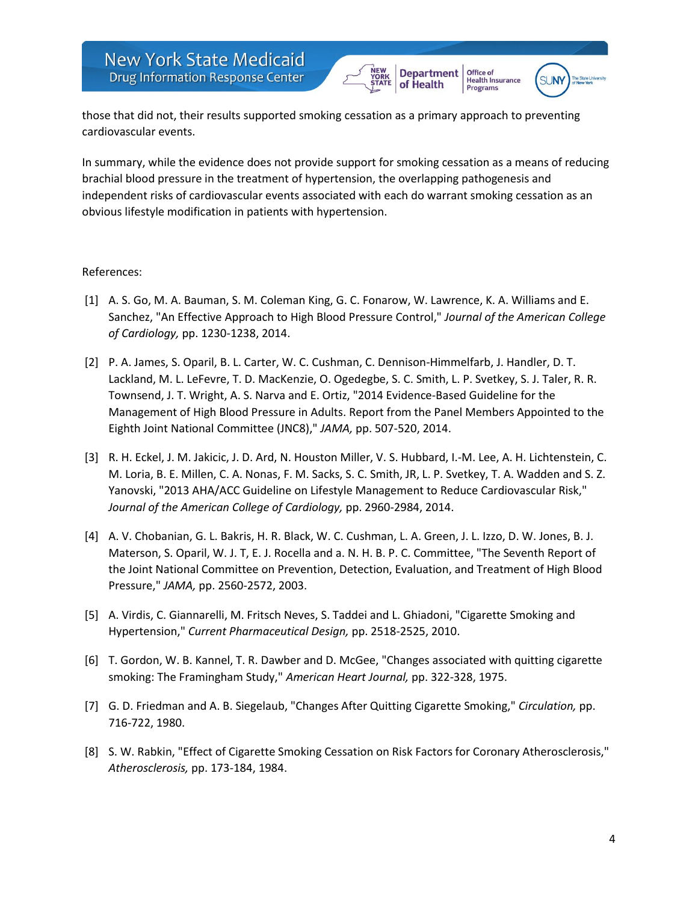those that did not, their results supported smoking cessation as a primary approach to preventing cardiovascular events.

In summary, while the evidence does not provide support for smoking cessation as a means of reducing brachial blood pressure in the treatment of hypertension, the overlapping pathogenesis and independent risks of cardiovascular events associated with each do warrant smoking cessation as an obvious lifestyle modification in patients with hypertension.

References:

[1] A. S. Go, M. A. Bauman, S. M. Coleman King, G. C. Fonarow, W. Lawrence, K. A. Williams and E. Sanchez, "An Effective Approach to High Blood Pressure Control," *Journal of the American College of Cardiology,* pp. 1230-1238, 2014.

[2] P. A. James, S. Oparil, B. L. Carter, W. C. Cushman, C. Dennison-Himmelfarb, J. Handler, D. T. Lackland, M. L. LeFevre, T. D. MacKenzie, O. Ogedegbe, S. C. Smith, L. P. Svetkey, S. J. Taler, R. R. Townsend, J. T. Wright, A. S. Narva and E. Ortiz, "2014 Evidence-Based Guideline for the Management of High Blood Pressure in Adults. Report from the Panel Members Appointed to the Eighth Joint National Committee (JNC8)," *JAMA,* pp. 507-520, 2014.

[3] R. H. Eckel, J. M. Jakicic, J. D. Ard, N. Houston Miller, V. S. Hubbard, I.-M. Lee, A. H. Lichtenstein, C. M. Loria, B. E. Millen, C. A. Nonas, F. M. Sacks, S. C. Smith, JR, L. P. Svetkey, T. A. Wadden and S. Z. Yanovski, "2013 AHA/ACC Guideline on Lifestyle Management to Reduce Cardiovascular Risk," *Journal of the American College of Cardiology,* pp. 2960-2984, 2014.

[4] A. V. Chobanian, G. L. Bakris, H. R. Black, W. C. Cushman, L. A. Green, J. L. Izzo, D. W. Jones, B. J. Materson, S. Oparil, W. J. T, E. J. Rocella and a. N. H. B. P. C. Committee, "The Seventh Report of the Joint National Committee on Prevention, Detection, Evaluation, and Treatment of High Blood Pressure," *JAMA,* pp. 2560-2572, 2003.

[5] A. Virdis, C. Giannarelli, M. Fritsch Neves, S. Taddei and L. Ghiadoni, "Cigarette Smoking and Hypertension," *Current Pharmaceutical Design,* pp. 2518-2525, 2010.

[6] T. Gordon, W. B. Kannel, T. R. Dawber and D. McGee, "Changes associated with quitting cigarette smoking: The Framingham Study," *American Heart Journal,* pp. 322-328, 1975.

[7] G. D. Friedman and A. B. Siegelaub, "Changes After Quitting Cigarette Smoking," *Circulation,* pp. 716-722, 1980.

[8] S. W. Rabkin, "Effect of Cigarette Smoking Cessation on Risk Factors for Coronary Atherosclerosis," *Atherosclerosis,* pp. 173-184, 1984.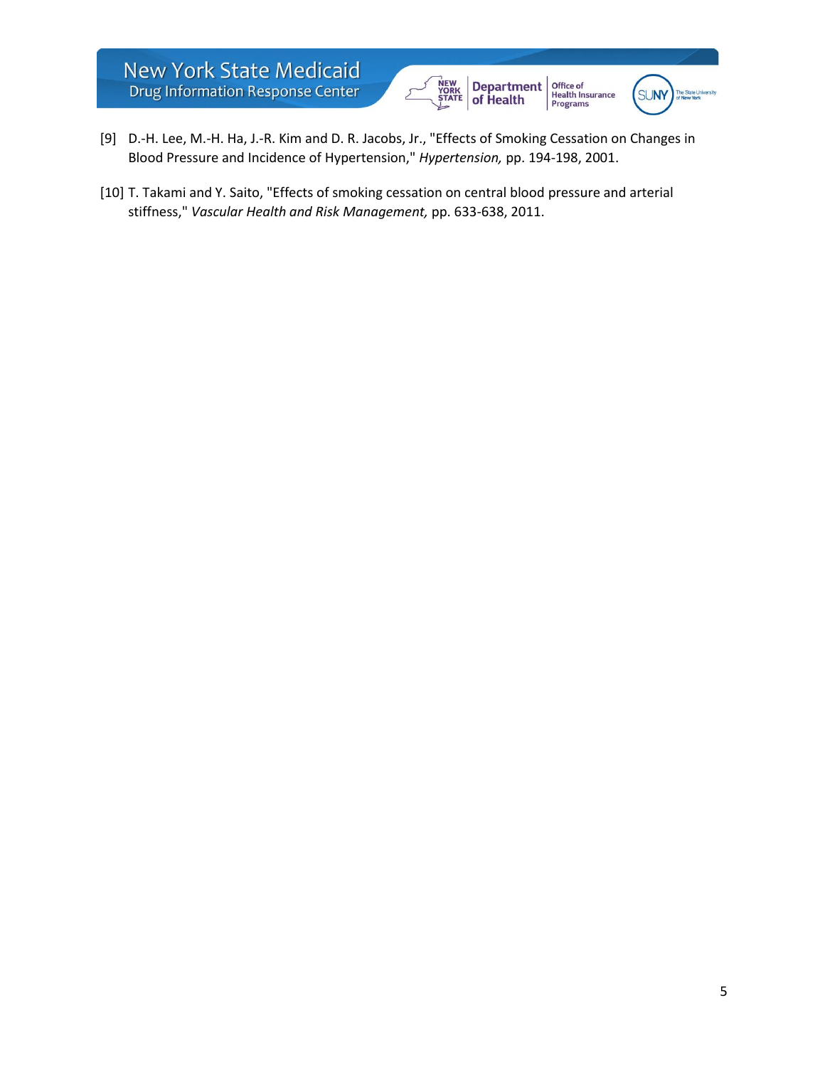[9] D.-H. Lee, M.-H. Ha, J.-R. Kim and D. R. Jacobs, Jr., "Effects of Smoking Cessation on Changes in Blood Pressure and Incidence of Hypertension," *Hypertension,* pp. 194-198, 2001.

[10] T. Takami and Y. Saito, "Effects of smoking cessation on central blood pressure and arterial stiffness," *Vascular Health and Risk Management,* pp. 633-638, 2011.